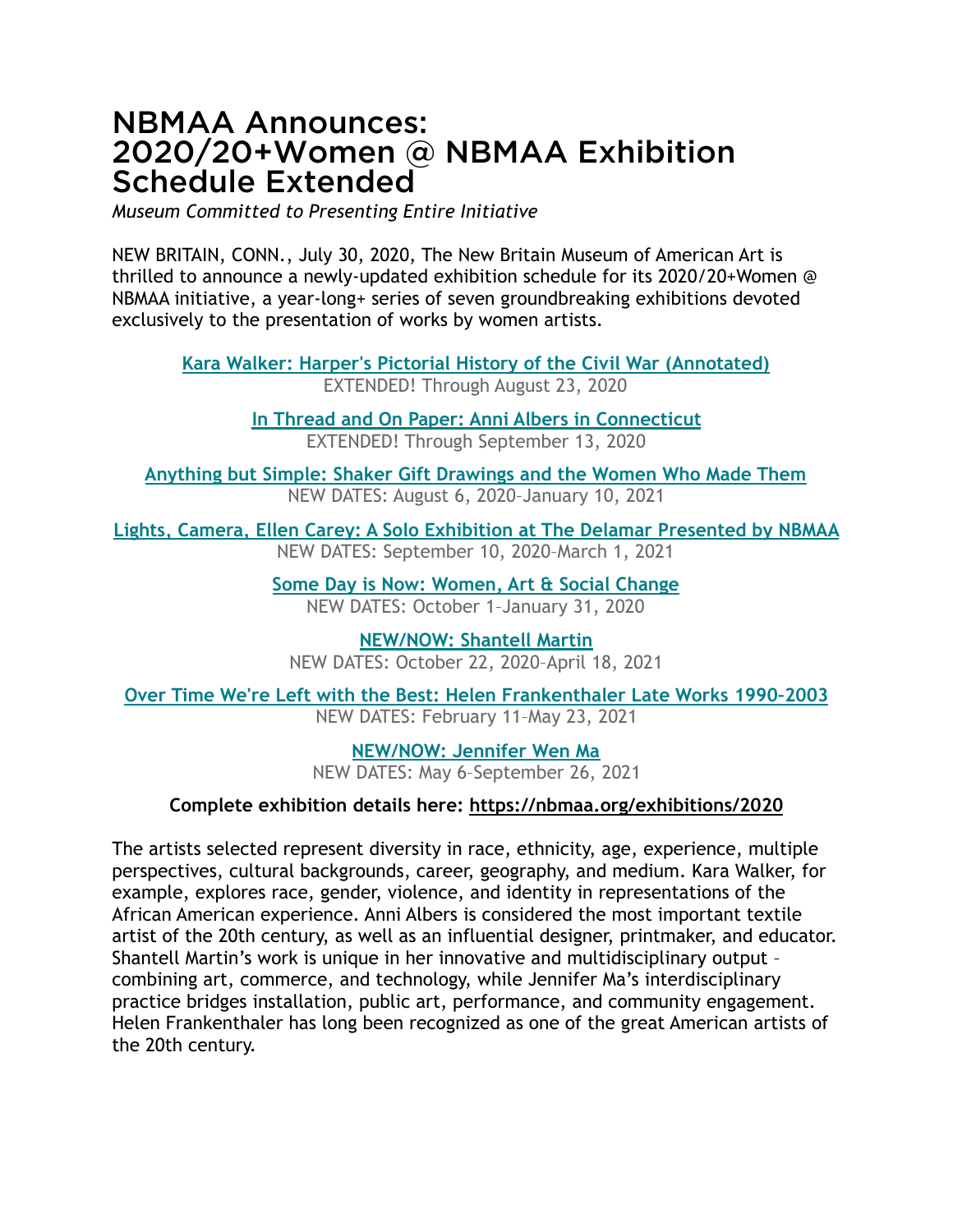# NBMAA Announces: 2020/20+Women @ NBMAA Exhibition Schedule Extended

*Museum Committed to Presenting Entire Initiative*

NEW BRITAIN, CONN., July 30, 2020, The New Britain Museum of American Art is thrilled to announce a newly-updated exhibition schedule for its 2020/20+Women @ NBMAA initiative, a year-long+ series of seven groundbreaking exhibitions devoted exclusively to the presentation of works by women artists.

**Kara Walker: Harper's Pictorial History of the Civil War (Annotated)**
EXTENDED! Through August 23, 2020

**In Thread and On Paper: Anni Albers in Connecticut**
EXTENDED! Through September 13, 2020

**Anything but Simple: Shaker Gift Drawings and the Women Who Made Them**
NEW DATES: August 6, 2020–January 10, 2021

**Lights, Camera, Ellen Carey: A Solo Exhibition at The Delamar Presented by NBMAA**
NEW DATES: September 10, 2020–March 1, 2021

**Some Day is Now: Women, Art & Social Change**
NEW DATES: October 1–January 31, 2020

**NEW/NOW: Shantell Martin**
NEW DATES: October 22, 2020–April 18, 2021

**Over Time We're Left with the Best: Helen Frankenthaler Late Works 1990–2003**
NEW DATES: February 11–May 23, 2021

**NEW/NOW: Jennifer Wen Ma**
NEW DATES: May 6–September 26, 2021

**Complete exhibition details here: https://nbmaa.org/exhibitions/2020**

The artists selected represent diversity in race, ethnicity, age, experience, multiple perspectives, cultural backgrounds, career, geography, and medium. Kara Walker, for example, explores race, gender, violence, and identity in representations of the African American experience. Anni Albers is considered the most important textile artist of the 20th century, as well as an influential designer, printmaker, and educator. Shantell Martin's work is unique in her innovative and multidisciplinary output – combining art, commerce, and technology, while Jennifer Ma's interdisciplinary practice bridges installation, public art, performance, and community engagement. Helen Frankenthaler has long been recognized as one of the great American artists of the 20th century.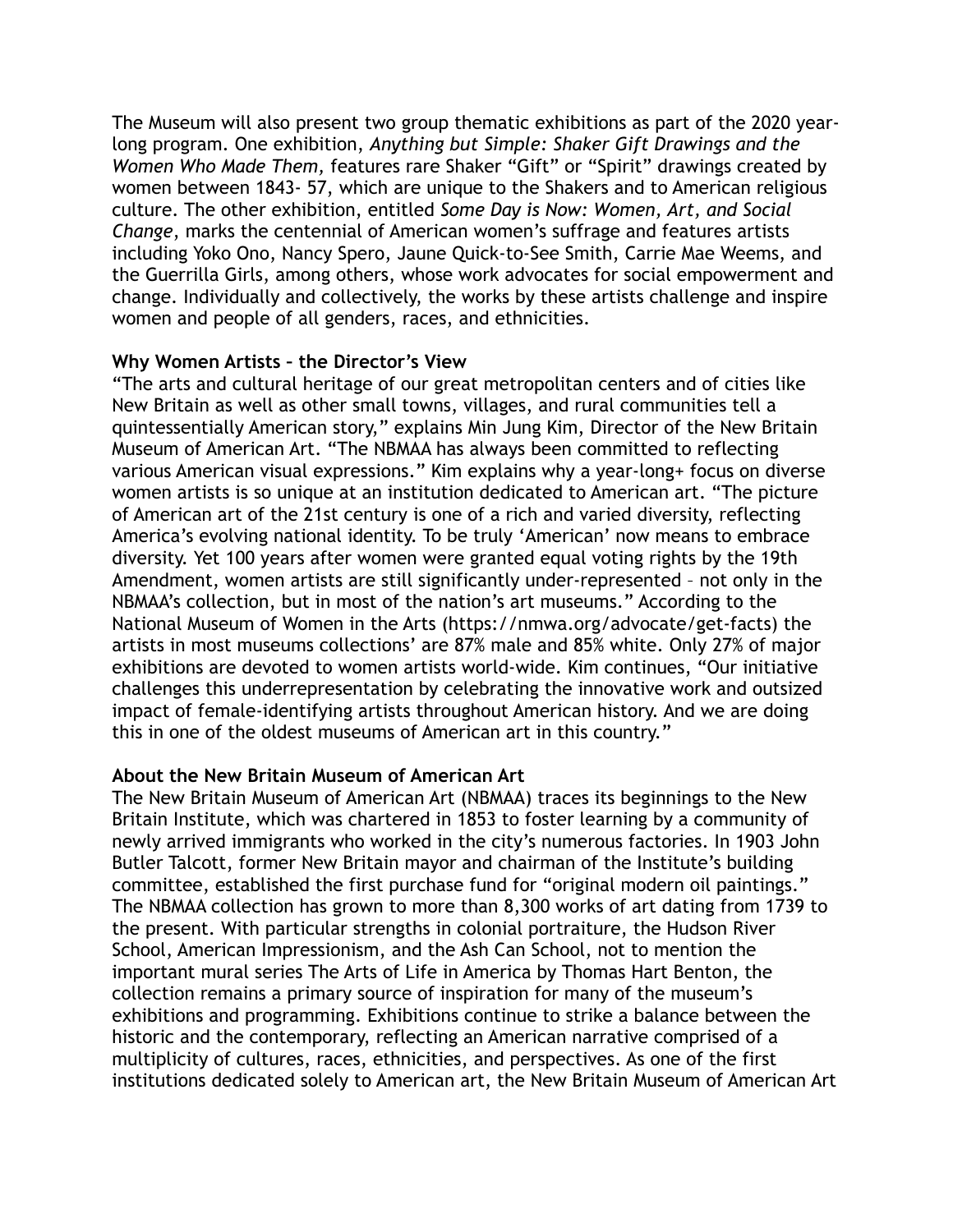The Museum will also present two group thematic exhibitions as part of the 2020 year-long program. One exhibition, *Anything but Simple: Shaker Gift Drawings and the Women Who Made Them,* features rare Shaker "Gift" or "Spirit" drawings created by women between 1843- 57, which are unique to the Shakers and to American religious culture. The other exhibition, entitled *Some Day is Now: Women, Art, and Social Change*, marks the centennial of American women's suffrage and features artists including Yoko Ono, Nancy Spero, Jaune Quick-to-See Smith, Carrie Mae Weems, and the Guerrilla Girls, among others, whose work advocates for social empowerment and change. Individually and collectively, the works by these artists challenge and inspire women and people of all genders, races, and ethnicities.

**Why Women Artists – the Director's View**

"The arts and cultural heritage of our great metropolitan centers and of cities like New Britain as well as other small towns, villages, and rural communities tell a quintessentially American story," explains Min Jung Kim, Director of the New Britain Museum of American Art. "The NBMAA has always been committed to reflecting various American visual expressions." Kim explains why a year-long+ focus on diverse women artists is so unique at an institution dedicated to American art. "The picture of American art of the 21st century is one of a rich and varied diversity, reflecting America's evolving national identity. To be truly 'American' now means to embrace diversity. Yet 100 years after women were granted equal voting rights by the 19th Amendment, women artists are still significantly under-represented – not only in the NBMAA's collection, but in most of the nation's art museums." According to the National Museum of Women in the Arts (https://nmwa.org/advocate/get-facts) the artists in most museums collections' are 87% male and 85% white. Only 27% of major exhibitions are devoted to women artists world-wide. Kim continues, "Our initiative challenges this underrepresentation by celebrating the innovative work and outsized impact of female-identifying artists throughout American history. And we are doing this in one of the oldest museums of American art in this country."

**About the New Britain Museum of American Art**

The New Britain Museum of American Art (NBMAA) traces its beginnings to the New Britain Institute, which was chartered in 1853 to foster learning by a community of newly arrived immigrants who worked in the city's numerous factories. In 1903 John Butler Talcott, former New Britain mayor and chairman of the Institute's building committee, established the first purchase fund for "original modern oil paintings." The NBMAA collection has grown to more than 8,300 works of art dating from 1739 to the present. With particular strengths in colonial portraiture, the Hudson River School, American Impressionism, and the Ash Can School, not to mention the important mural series The Arts of Life in America by Thomas Hart Benton, the collection remains a primary source of inspiration for many of the museum's exhibitions and programming. Exhibitions continue to strike a balance between the historic and the contemporary, reflecting an American narrative comprised of a multiplicity of cultures, races, ethnicities, and perspectives. As one of the first institutions dedicated solely to American art, the New Britain Museum of American Art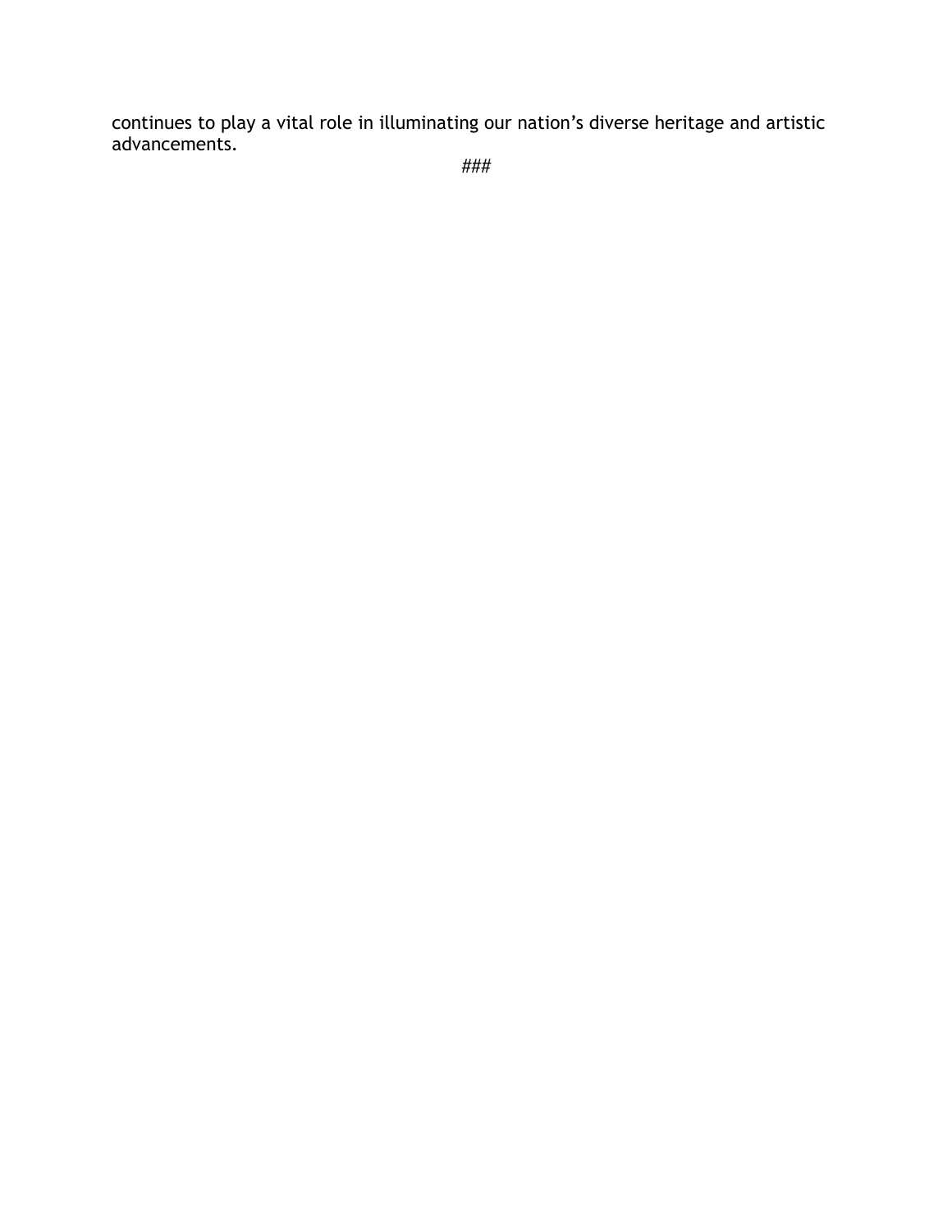continues to play a vital role in illuminating our nation’s diverse heritage and artistic advancements.

###